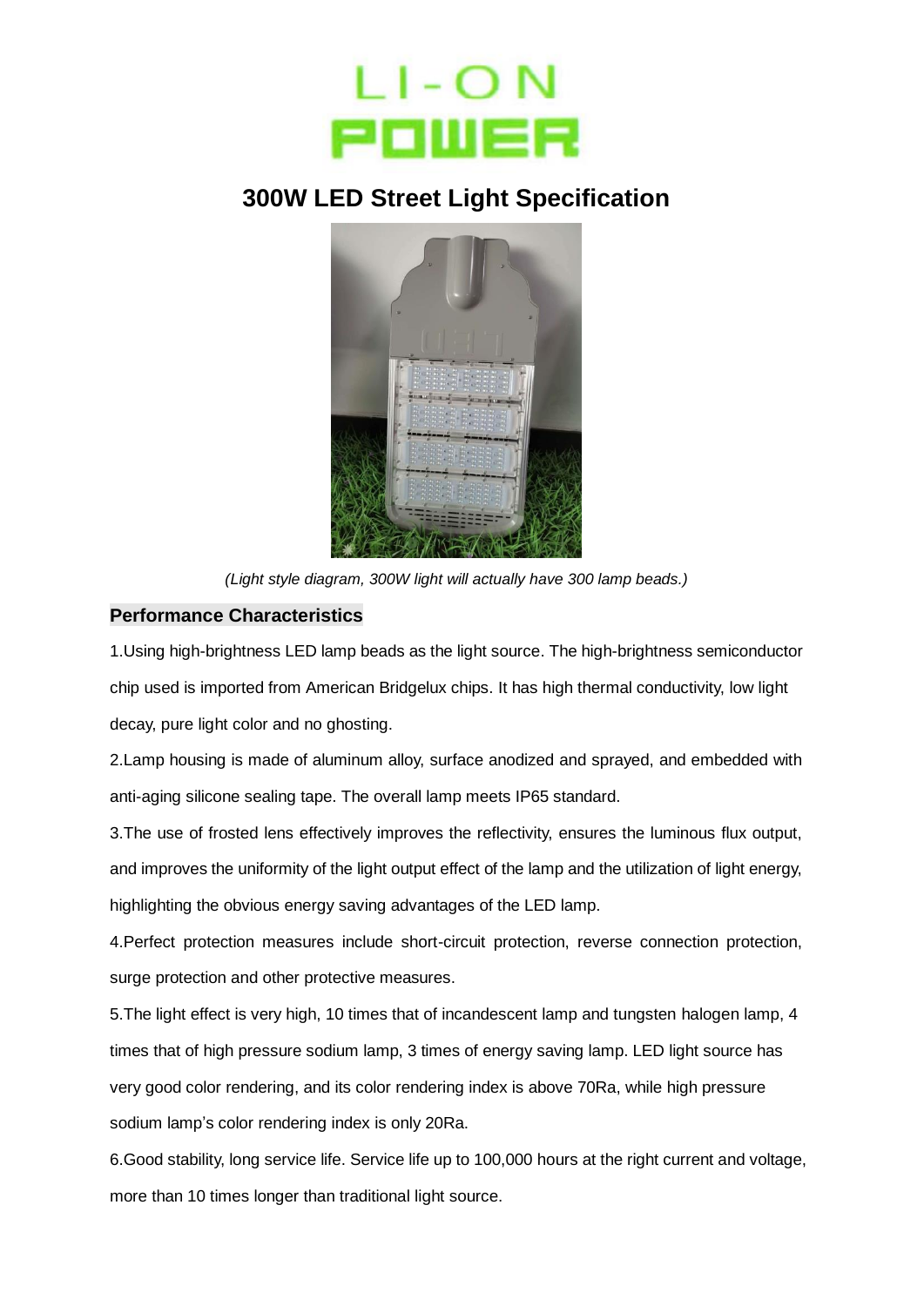LI-ON POWER

# 300W LED Street Light Specification

*(Light style diagram, 300W light will actually have 300 lamp beads.)*

## Performance Characteristics

1.Using high-brightness LED lamp beads as the light source. The high-brightness semiconductor chip used is imported from American Bridgelux chips. It has high thermal conductivity, low light decay, pure light color and no ghosting.

2.Lamp housing is made of aluminum alloy, surface anodized and sprayed, and embedded with anti-aging silicone sealing tape. The overall lamp meets IP65 standard.

3.The use of frosted lens effectively improves the reflectivity, ensures the luminous flux output, and improves the uniformity of the light output effect of the lamp and the utilization of light energy, highlighting the obvious energy saving advantages of the LED lamp.

4.Perfect protection measures include short-circuit protection, reverse connection protection, surge protection and other protective measures.

5.The light effect is very high, 10 times that of incandescent lamp and tungsten halogen lamp, 4 times that of high pressure sodium lamp, 3 times of energy saving lamp. LED light source has very good color rendering, and its color rendering index is above 70Ra, while high pressure sodium lamp's color rendering index is only 20Ra.

6.Good stability, long service life. Service life up to 100,000 hours at the right current and voltage, more than 10 times longer than traditional light source.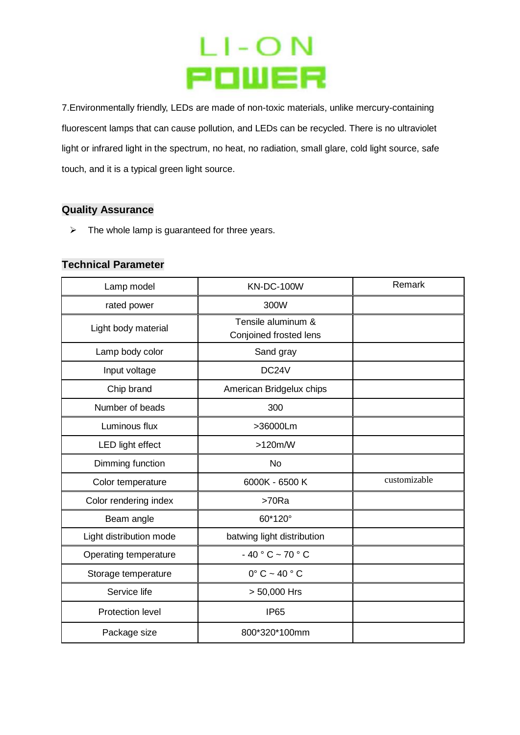# LI-ON POWER

7.Environmentally friendly, LEDs are made of non-toxic materials, unlike mercury-containing fluorescent lamps that can cause pollution, and LEDs can be recycled. There is no ultraviolet light or infrared light in the spectrum, no heat, no radiation, small glare, cold light source, safe touch, and it is a typical green light source.

## Quality Assurance

- The whole lamp is guaranteed for three years.

## Technical Parameter

| Lamp model | KN-DC-100W | Remark |
|---|---|---|
| rated power | 300W | |
| Light body material | Tensile aluminum & Conjoined frosted lens | |
| Lamp body color | Sand gray | |
| Input voltage | DC24V | |
| Chip brand | American Bridgelux chips | |
| Number of beads | 300 | |
| Luminous flux | >36000Lm | |
| LED light effect | >120m/W | |
| Dimming function | No | |
| Color temperature | 6000K - 6500 K | customizable |
| Color rendering index | >70Ra | |
| Beam angle | 60*120° | |
| Light distribution mode | batwing light distribution | |
| Operating temperature | - 40 ° C ~ 70 ° C | |
| Storage temperature | 0° C ~ 40 ° C | |
| Service life | > 50,000 Hrs | |
| Protection level | IP65 | |
| Package size | 800*320*100mm | |